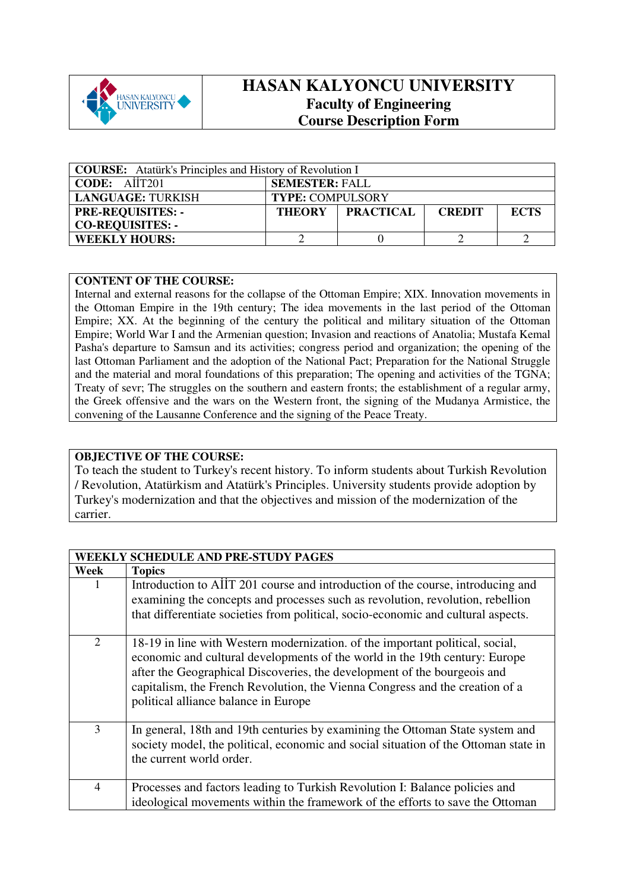# HASAN KALYONCU UNIVERSITY

## Faculty of Engineering

## Course Description Form

| **COURSE:** Atatürk's Principles and History of Revolution I | | | | |
|---|---|---|---|---|
| **CODE:** AİİT201 | **SEMESTER:** FALL | | | |
| **LANGUAGE:** TURKISH | **TYPE:** COMPULSORY | | | |
| **PRE-REQUISITES: -** **CO-REQUISITES: -** | **THEORY** | **PRACTICAL** | **CREDIT** | **ECTS** |
| **WEEKLY HOURS:** | 2 | 0 | 2 | 2 |

**CONTENT OF THE COURSE:**
Internal and external reasons for the collapse of the Ottoman Empire; XIX. Innovation movements in the Ottoman Empire in the 19th century; The idea movements in the last period of the Ottoman Empire; XX. At the beginning of the century the political and military situation of the Ottoman Empire; World War I and the Armenian question; Invasion and reactions of Anatolia; Mustafa Kemal Pasha's departure to Samsun and its activities; congress period and organization; the opening of the last Ottoman Parliament and the adoption of the National Pact; Preparation for the National Struggle and the material and moral foundations of this preparation; The opening and activities of the TGNA; Treaty of sevr; The struggles on the southern and eastern fronts; the establishment of a regular army, the Greek offensive and the wars on the Western front, the signing of the Mudanya Armistice, the convening of the Lausanne Conference and the signing of the Peace Treaty.

**OBJECTIVE OF THE COURSE:**
To teach the student to Turkey's recent history. To inform students about Turkish Revolution / Revolution, Atatürkism and Atatürk's Principles. University students provide adoption by Turkey's modernization and that the objectives and mission of the modernization of the carrier.

| **WEEKLY SCHEDULE AND PRE-STUDY PAGES** | |
|---|---|
| **Week** | **Topics** |
| 1 | Introduction to AİİT 201 course and introduction of the course, introducing and examining the concepts and processes such as revolution, revolution, rebellion that differentiate societies from political, socio-economic and cultural aspects. |
| 2 | 18-19 in line with Western modernization. of the important political, social, economic and cultural developments of the world in the 19th century: Europe after the Geographical Discoveries, the development of the bourgeois and capitalism, the French Revolution, the Vienna Congress and the creation of a political alliance balance in Europe |
| 3 | In general, 18th and 19th centuries by examining the Ottoman State system and society model, the political, economic and social situation of the Ottoman state in the current world order. |
| 4 | Processes and factors leading to Turkish Revolution I: Balance policies and ideological movements within the framework of the efforts to save the Ottoman |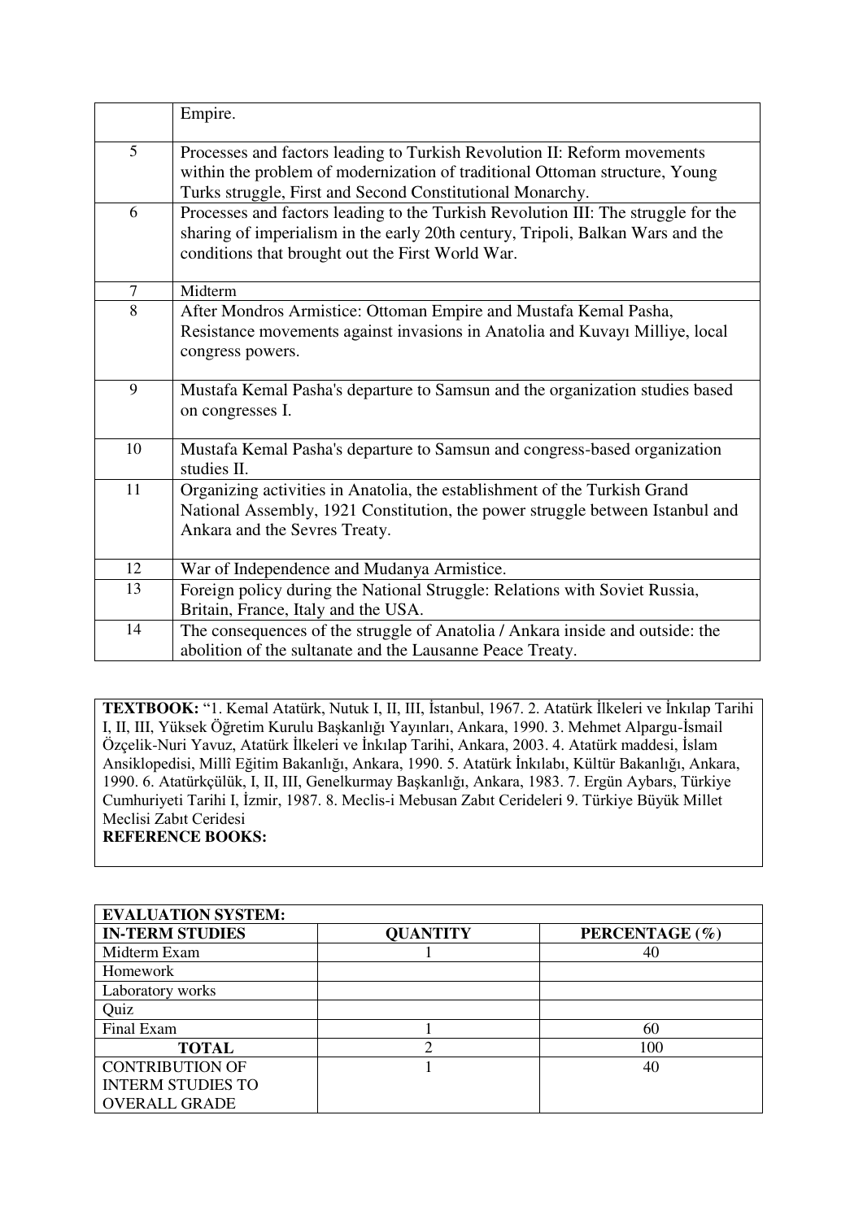| | |
|---|---|
| | Empire. |
| 5 | Processes and factors leading to Turkish Revolution II: Reform movements within the problem of modernization of traditional Ottoman structure, Young Turks struggle, First and Second Constitutional Monarchy. |
| 6 | Processes and factors leading to the Turkish Revolution III: The struggle for the sharing of imperialism in the early 20th century, Tripoli, Balkan Wars and the conditions that brought out the First World War. |
| 7 | Midterm |
| 8 | After Mondros Armistice: Ottoman Empire and Mustafa Kemal Pasha, Resistance movements against invasions in Anatolia and Kuvayı Milliye, local congress powers. |
| 9 | Mustafa Kemal Pasha's departure to Samsun and the organization studies based on congresses I. |
| 10 | Mustafa Kemal Pasha's departure to Samsun and congress-based organization studies II. |
| 11 | Organizing activities in Anatolia, the establishment of the Turkish Grand National Assembly, 1921 Constitution, the power struggle between Istanbul and Ankara and the Sevres Treaty. |
| 12 | War of Independence and Mudanya Armistice. |
| 13 | Foreign policy during the National Struggle: Relations with Soviet Russia, Britain, France, Italy and the USA. |
| 14 | The consequences of the struggle of Anatolia / Ankara inside and outside: the abolition of the sultanate and the Lausanne Peace Treaty. |

**TEXTBOOK:** "1. Kemal Atatürk, Nutuk I, II, III, İstanbul, 1967. 2. Atatürk İlkeleri ve İnkılap Tarihi I, II, III, Yüksek Öğretim Kurulu Başkanlığı Yayınları, Ankara, 1990. 3. Mehmet Alpargu-İsmail Özçelik-Nuri Yavuz, Atatürk İlkeleri ve İnkılap Tarihi, Ankara, 2003. 4. Atatürk maddesi, İslam Ansiklopedisi, Millî Eğitim Bakanlığı, Ankara, 1990. 5. Atatürk İnkılabı, Kültür Bakanlığı, Ankara, 1990. 6. Atatürkçülük, I, II, III, Genelkurmay Başkanlığı, Ankara, 1983. 7. Ergün Aybars, Türkiye Cumhuriyeti Tarihi I, İzmir, 1987. 8. Meclis-i Mebusan Zabıt Cerideleri 9. Türkiye Büyük Millet Meclisi Zabıt Ceridesi

**REFERENCE BOOKS:**

| **EVALUATION SYSTEM:** | | |
|---|---|---|
| **IN-TERM STUDIES** | **QUANTITY** | **PERCENTAGE (%)** |
| Midterm Exam | 1 | 40 |
| Homework | | |
| Laboratory works | | |
| Quiz | | |
| Final Exam | 1 | 60 |
| **TOTAL** | 2 | 100 |
| CONTRIBUTION OF INTERM STUDIES TO OVERALL GRADE | 1 | 40 |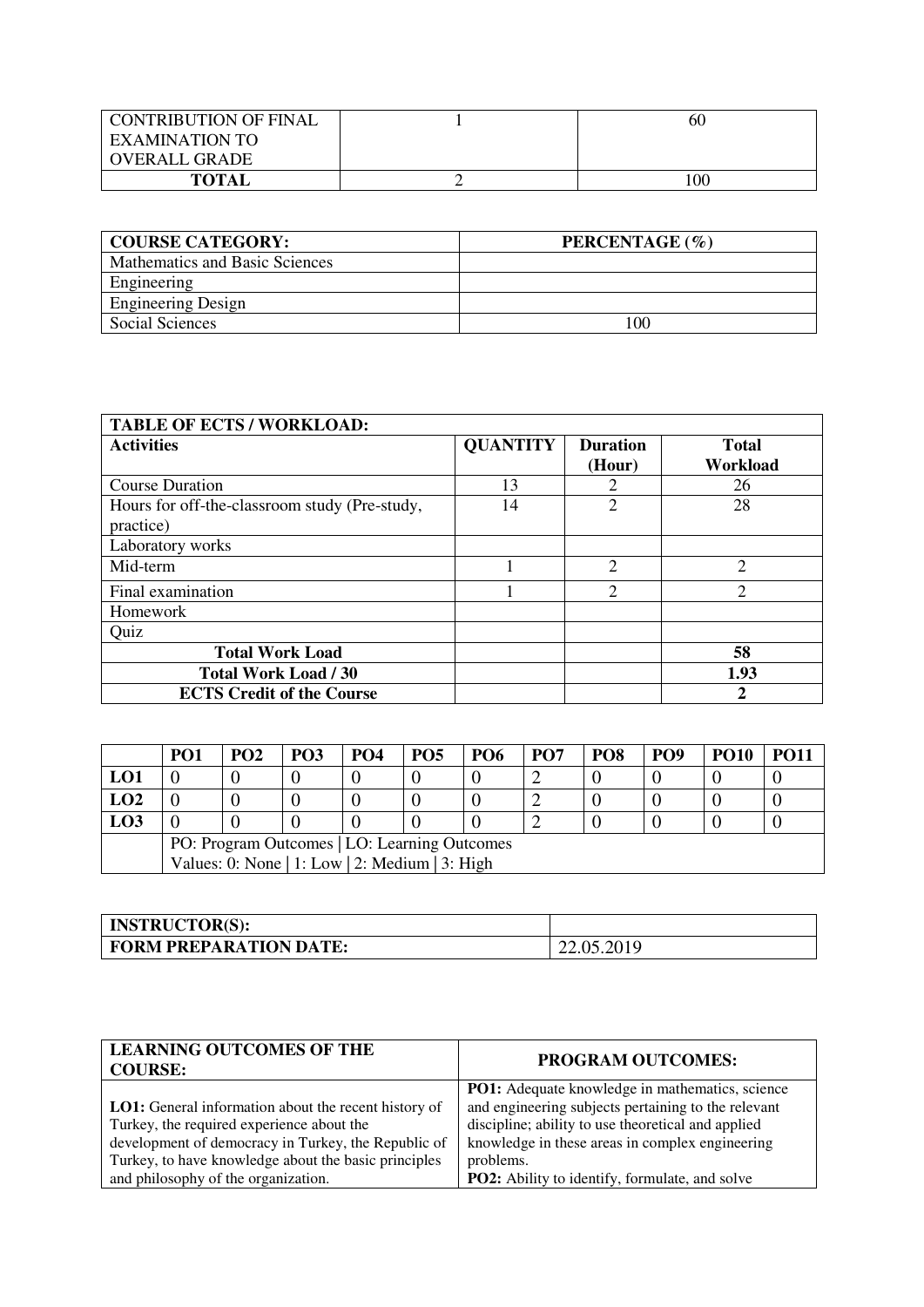| CONTRIBUTION OF FINAL EXAMINATION TO OVERALL GRADE | 1 | 60 |
| --- | --- | --- |
| **TOTAL** | 2 | 100 |

| **COURSE CATEGORY:** | **PERCENTAGE (%)** |
| --- | --- |
| Mathematics and Basic Sciences | |
| Engineering | |
| Engineering Design | |
| Social Sciences | 100 |

| **TABLE OF ECTS / WORKLOAD:** | | | |
| --- | --- | --- | --- |
| **Activities** | **QUANTITY** | **Duration (Hour)** | **Total Workload** |
| Course Duration | 13 | 2 | 26 |
| Hours for off-the-classroom study (Pre-study, practice) | 14 | 2 | 28 |
| Laboratory works | | | |
| Mid-term | 1 | 2 | 2 |
| Final examination | 1 | 2 | 2 |
| Homework | | | |
| Quiz | | | |
| **Total Work Load** | | | **58** |
| **Total Work Load / 30** | | | **1.93** |
| **ECTS Credit of the Course** | | | **2** |

| | **PO1** | **PO2** | **PO3** | **PO4** | **PO5** | **PO6** | **PO7** | **PO8** | **PO9** | **PO10** | **PO11** |
| --- | --- | --- | --- | --- | --- | --- | --- | --- | --- | --- | --- |
| **LO1** | 0 | 0 | 0 | 0 | 0 | 0 | 2 | 0 | 0 | 0 | 0 |
| **LO2** | 0 | 0 | 0 | 0 | 0 | 0 | 2 | 0 | 0 | 0 | 0 |
| **LO3** | 0 | 0 | 0 | 0 | 0 | 0 | 2 | 0 | 0 | 0 | 0 |
| | PO: Program Outcomes \| LO: Learning Outcomes<br>Values: 0: None \| 1: Low \| 2: Medium \| 3: High | | | | | | | | | | |

| **INSTRUCTOR(S):** | |
| --- | --- |
| **FORM PREPARATION DATE:** | 22.05.2019 |

| **LEARNING OUTCOMES OF THE COURSE:** | **PROGRAM OUTCOMES:** |
| --- | --- |
| **LO1:** General information about the recent history of Turkey, the required experience about the development of democracy in Turkey, the Republic of Turkey, to have knowledge about the basic principles and philosophy of the organization. | **PO1:** Adequate knowledge in mathematics, science and engineering subjects pertaining to the relevant discipline; ability to use theoretical and applied knowledge in these areas in complex engineering problems.<br>**PO2:** Ability to identify, formulate, and solve |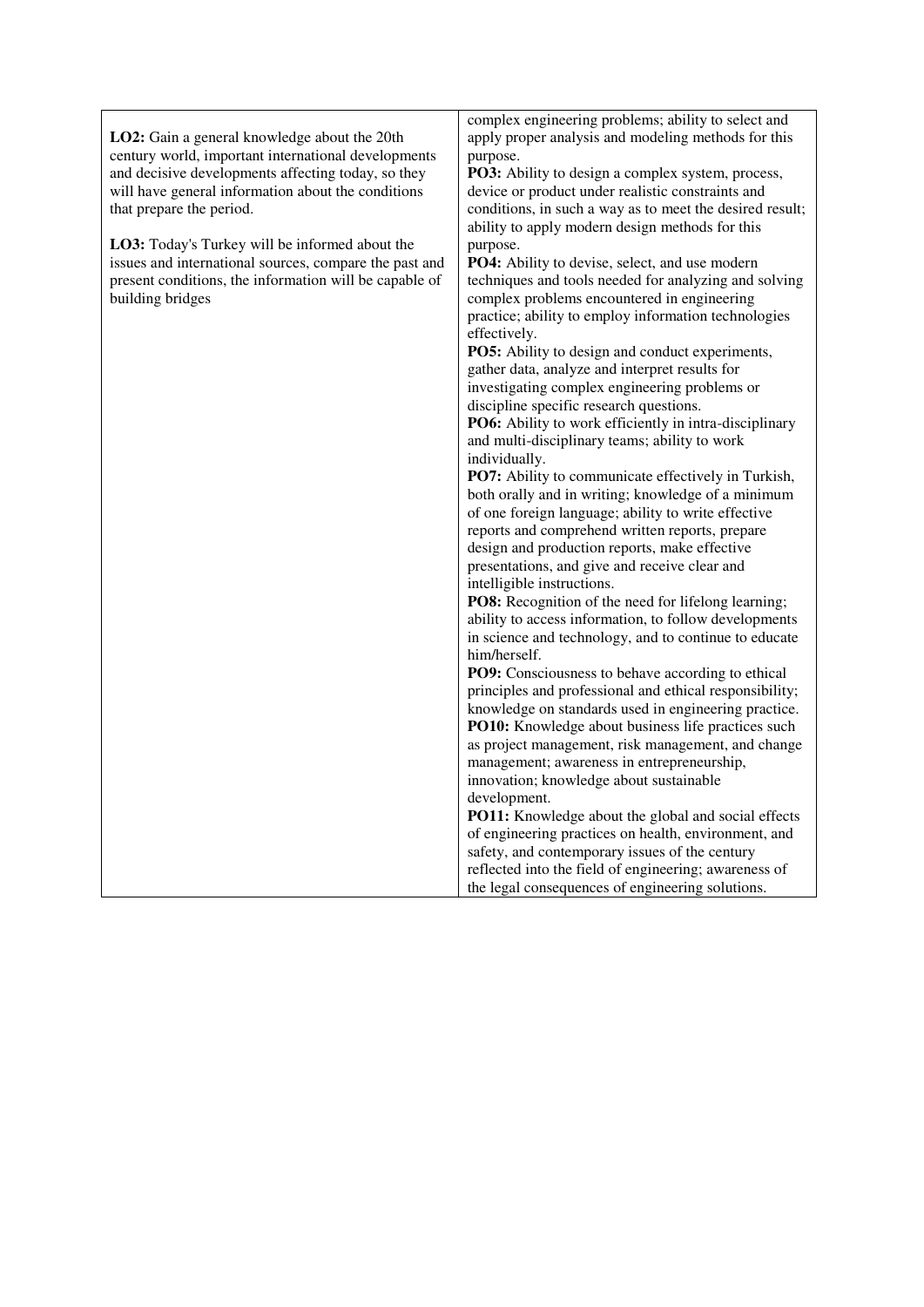| | |
|---|---|
| **LO2:** Gain a general knowledge about the 20th century world, important international developments and decisive developments affecting today, so they will have general information about the conditions that prepare the period.<br><br>**LO3:** Today's Turkey will be informed about the issues and international sources, compare the past and present conditions, the information will be capable of building bridges | complex engineering problems; ability to select and apply proper analysis and modeling methods for this purpose.<br>**PO3:** Ability to design a complex system, process, device or product under realistic constraints and conditions, in such a way as to meet the desired result; ability to apply modern design methods for this purpose.<br>**PO4:** Ability to devise, select, and use modern techniques and tools needed for analyzing and solving complex problems encountered in engineering practice; ability to employ information technologies effectively.<br>**PO5:** Ability to design and conduct experiments, gather data, analyze and interpret results for investigating complex engineering problems or discipline specific research questions.<br>**PO6:** Ability to work efficiently in intra-disciplinary and multi-disciplinary teams; ability to work individually.<br>**PO7:** Ability to communicate effectively in Turkish, both orally and in writing; knowledge of a minimum of one foreign language; ability to write effective reports and comprehend written reports, prepare design and production reports, make effective presentations, and give and receive clear and intelligible instructions.<br>**PO8:** Recognition of the need for lifelong learning; ability to access information, to follow developments in science and technology, and to continue to educate him/herself.<br>**PO9:** Consciousness to behave according to ethical principles and professional and ethical responsibility; knowledge on standards used in engineering practice.<br>**PO10:** Knowledge about business life practices such as project management, risk management, and change management; awareness in entrepreneurship, innovation; knowledge about sustainable development.<br>**PO11:** Knowledge about the global and social effects of engineering practices on health, environment, and safety, and contemporary issues of the century reflected into the field of engineering; awareness of the legal consequences of engineering solutions. |